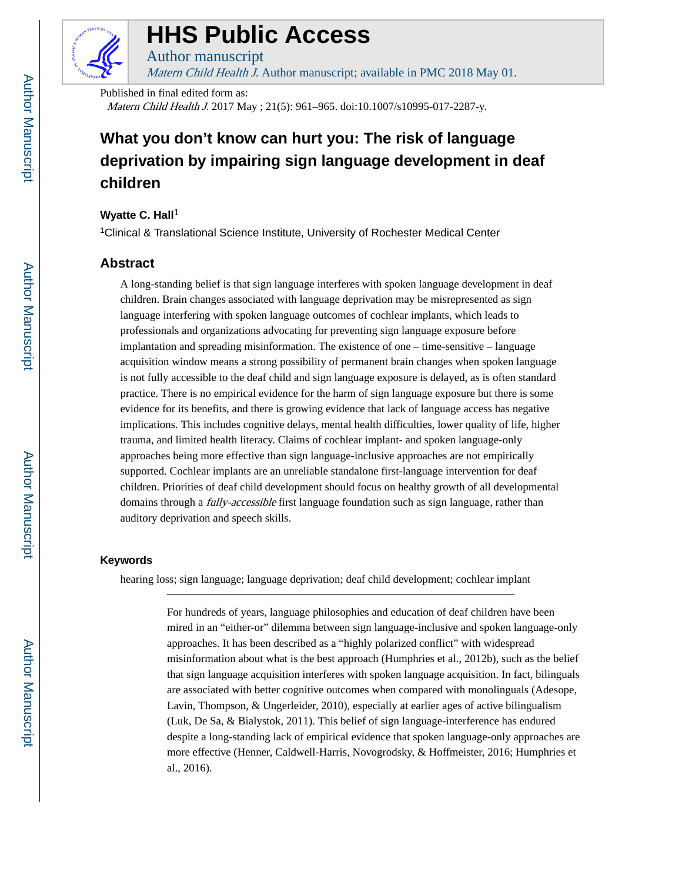# HHS Public Access

Author manuscript

*Matern Child Health J.* Author manuscript; available in PMC 2018 May 01.

Published in final edited form as:

*Matern Child Health J.* 2017 May ; 21(5): 961–965. doi:10.1007/s10995-017-2287-y.

# What you don't know can hurt you: The risk of language deprivation by impairing sign language development in deaf children

**Wyatte C. Hall**[1]

[1]Clinical & Translational Science Institute, University of Rochester Medical Center

## Abstract

A long-standing belief is that sign language interferes with spoken language development in deaf children. Brain changes associated with language deprivation may be misrepresented as sign language interfering with spoken language outcomes of cochlear implants, which leads to professionals and organizations advocating for preventing sign language exposure before implantation and spreading misinformation. The existence of one – time-sensitive – language acquisition window means a strong possibility of permanent brain changes when spoken language is not fully accessible to the deaf child and sign language exposure is delayed, as is often standard practice. There is no empirical evidence for the harm of sign language exposure but there is some evidence for its benefits, and there is growing evidence that lack of language access has negative implications. This includes cognitive delays, mental health difficulties, lower quality of life, higher trauma, and limited health literacy. Claims of cochlear implant- and spoken language-only approaches being more effective than sign language-inclusive approaches are not empirically supported. Cochlear implants are an unreliable standalone first-language intervention for deaf children. Priorities of deaf child development should focus on healthy growth of all developmental domains through a *fully-accessible* first language foundation such as sign language, rather than auditory deprivation and speech skills.

### Keywords

hearing loss; sign language; language deprivation; deaf child development; cochlear implant

---

For hundreds of years, language philosophies and education of deaf children have been mired in an "either-or" dilemma between sign language-inclusive and spoken language-only approaches. It has been described as a "highly polarized conflict" with widespread misinformation about what is the best approach (Humphries et al., 2012b), such as the belief that sign language acquisition interferes with spoken language acquisition. In fact, bilinguals are associated with better cognitive outcomes when compared with monolinguals (Adesope, Lavin, Thompson, & Ungerleider, 2010), especially at earlier ages of active bilingualism (Luk, De Sa, & Bialystok, 2011). This belief of sign language-interference has endured despite a long-standing lack of empirical evidence that spoken language-only approaches are more effective (Henner, Caldwell-Harris, Novogrodsky, & Hoffmeister, 2016; Humphries et al., 2016).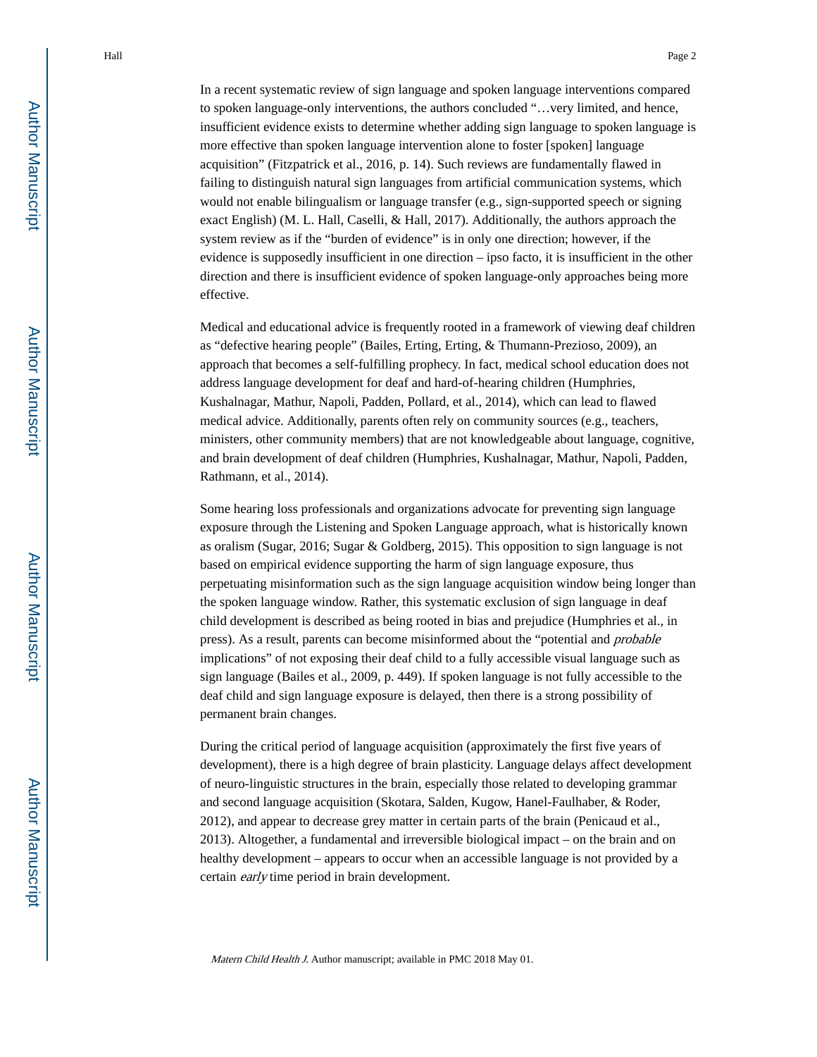In a recent systematic review of sign language and spoken language interventions compared to spoken language-only interventions, the authors concluded "…very limited, and hence, insufficient evidence exists to determine whether adding sign language to spoken language is more effective than spoken language intervention alone to foster [spoken] language acquisition" (Fitzpatrick et al., 2016, p. 14). Such reviews are fundamentally flawed in failing to distinguish natural sign languages from artificial communication systems, which would not enable bilingualism or language transfer (e.g., sign-supported speech or signing exact English) (M. L. Hall, Caselli, & Hall, 2017). Additionally, the authors approach the system review as if the "burden of evidence" is in only one direction; however, if the evidence is supposedly insufficient in one direction – ipso facto, it is insufficient in the other direction and there is insufficient evidence of spoken language-only approaches being more effective.

Medical and educational advice is frequently rooted in a framework of viewing deaf children as "defective hearing people" (Bailes, Erting, Erting, & Thumann-Prezioso, 2009), an approach that becomes a self-fulfilling prophecy. In fact, medical school education does not address language development for deaf and hard-of-hearing children (Humphries, Kushalnagar, Mathur, Napoli, Padden, Pollard, et al., 2014), which can lead to flawed medical advice. Additionally, parents often rely on community sources (e.g., teachers, ministers, other community members) that are not knowledgeable about language, cognitive, and brain development of deaf children (Humphries, Kushalnagar, Mathur, Napoli, Padden, Rathmann, et al., 2014).

Some hearing loss professionals and organizations advocate for preventing sign language exposure through the Listening and Spoken Language approach, what is historically known as oralism (Sugar, 2016; Sugar & Goldberg, 2015). This opposition to sign language is not based on empirical evidence supporting the harm of sign language exposure, thus perpetuating misinformation such as the sign language acquisition window being longer than the spoken language window. Rather, this systematic exclusion of sign language in deaf child development is described as being rooted in bias and prejudice (Humphries et al., in press). As a result, parents can become misinformed about the "potential and *probable* implications" of not exposing their deaf child to a fully accessible visual language such as sign language (Bailes et al., 2009, p. 449). If spoken language is not fully accessible to the deaf child and sign language exposure is delayed, then there is a strong possibility of permanent brain changes.

During the critical period of language acquisition (approximately the first five years of development), there is a high degree of brain plasticity. Language delays affect development of neuro-linguistic structures in the brain, especially those related to developing grammar and second language acquisition (Skotara, Salden, Kugow, Hanel-Faulhaber, & Roder, 2012), and appear to decrease grey matter in certain parts of the brain (Penicaud et al., 2013). Altogether, a fundamental and irreversible biological impact – on the brain and on healthy development – appears to occur when an accessible language is not provided by a certain *early* time period in brain development.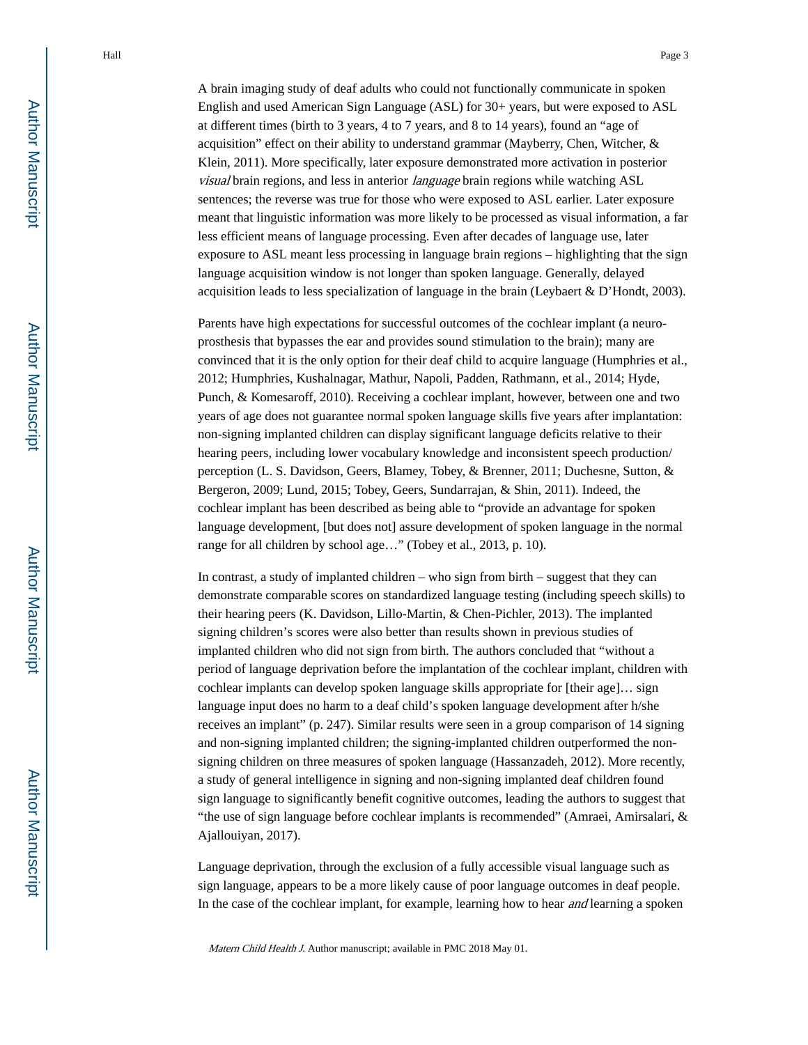A brain imaging study of deaf adults who could not functionally communicate in spoken English and used American Sign Language (ASL) for 30+ years, but were exposed to ASL at different times (birth to 3 years, 4 to 7 years, and 8 to 14 years), found an "age of acquisition" effect on their ability to understand grammar (Mayberry, Chen, Witcher, & Klein, 2011). More specifically, later exposure demonstrated more activation in posterior *visual* brain regions, and less in anterior *language* brain regions while watching ASL sentences; the reverse was true for those who were exposed to ASL earlier. Later exposure meant that linguistic information was more likely to be processed as visual information, a far less efficient means of language processing. Even after decades of language use, later exposure to ASL meant less processing in language brain regions – highlighting that the sign language acquisition window is not longer than spoken language. Generally, delayed acquisition leads to less specialization of language in the brain (Leybaert & D'Hondt, 2003).

Parents have high expectations for successful outcomes of the cochlear implant (a neuro-prosthesis that bypasses the ear and provides sound stimulation to the brain); many are convinced that it is the only option for their deaf child to acquire language (Humphries et al., 2012; Humphries, Kushalnagar, Mathur, Napoli, Padden, Rathmann, et al., 2014; Hyde, Punch, & Komesaroff, 2010). Receiving a cochlear implant, however, between one and two years of age does not guarantee normal spoken language skills five years after implantation: non-signing implanted children can display significant language deficits relative to their hearing peers, including lower vocabulary knowledge and inconsistent speech production/perception (L. S. Davidson, Geers, Blamey, Tobey, & Brenner, 2011; Duchesne, Sutton, & Bergeron, 2009; Lund, 2015; Tobey, Geers, Sundarrajan, & Shin, 2011). Indeed, the cochlear implant has been described as being able to "provide an advantage for spoken language development, [but does not] assure development of spoken language in the normal range for all children by school age…" (Tobey et al., 2013, p. 10).

In contrast, a study of implanted children – who sign from birth – suggest that they can demonstrate comparable scores on standardized language testing (including speech skills) to their hearing peers (K. Davidson, Lillo-Martin, & Chen-Pichler, 2013). The implanted signing children's scores were also better than results shown in previous studies of implanted children who did not sign from birth. The authors concluded that "without a period of language deprivation before the implantation of the cochlear implant, children with cochlear implants can develop spoken language skills appropriate for [their age]… sign language input does no harm to a deaf child's spoken language development after h/she receives an implant" (p. 247). Similar results were seen in a group comparison of 14 signing and non-signing implanted children; the signing-implanted children outperformed the non-signing children on three measures of spoken language (Hassanzadeh, 2012). More recently, a study of general intelligence in signing and non-signing implanted deaf children found sign language to significantly benefit cognitive outcomes, leading the authors to suggest that "the use of sign language before cochlear implants is recommended" (Amraei, Amirsalari, & Ajallouiyan, 2017).

Language deprivation, through the exclusion of a fully accessible visual language such as sign language, appears to be a more likely cause of poor language outcomes in deaf people. In the case of the cochlear implant, for example, learning how to hear *and* learning a spoken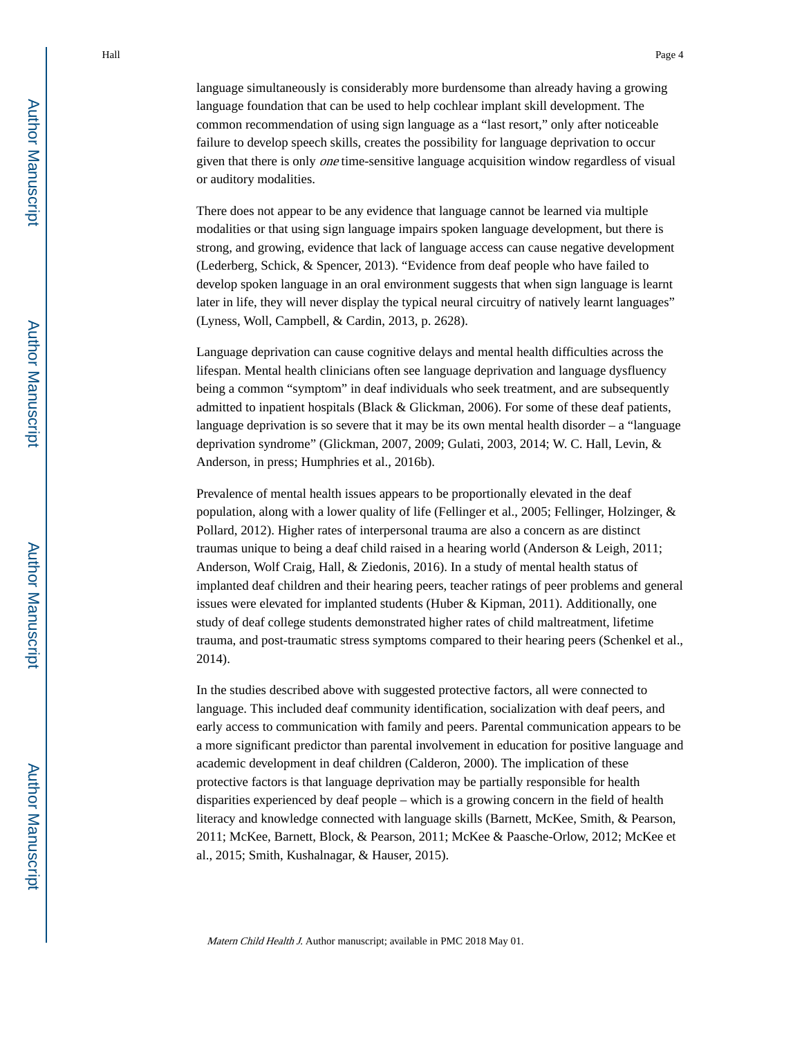language simultaneously is considerably more burdensome than already having a growing language foundation that can be used to help cochlear implant skill development. The common recommendation of using sign language as a “last resort,” only after noticeable failure to develop speech skills, creates the possibility for language deprivation to occur given that there is only *one* time-sensitive language acquisition window regardless of visual or auditory modalities.

There does not appear to be any evidence that language cannot be learned via multiple modalities or that using sign language impairs spoken language development, but there is strong, and growing, evidence that lack of language access can cause negative development (Lederberg, Schick, & Spencer, 2013). “Evidence from deaf people who have failed to develop spoken language in an oral environment suggests that when sign language is learnt later in life, they will never display the typical neural circuitry of natively learnt languages” (Lyness, Woll, Campbell, & Cardin, 2013, p. 2628).

Language deprivation can cause cognitive delays and mental health difficulties across the lifespan. Mental health clinicians often see language deprivation and language dysfluency being a common “symptom” in deaf individuals who seek treatment, and are subsequently admitted to inpatient hospitals (Black & Glickman, 2006). For some of these deaf patients, language deprivation is so severe that it may be its own mental health disorder – a “language deprivation syndrome” (Glickman, 2007, 2009; Gulati, 2003, 2014; W. C. Hall, Levin, & Anderson, in press; Humphries et al., 2016b).

Prevalence of mental health issues appears to be proportionally elevated in the deaf population, along with a lower quality of life (Fellinger et al., 2005; Fellinger, Holzinger, & Pollard, 2012). Higher rates of interpersonal trauma are also a concern as are distinct traumas unique to being a deaf child raised in a hearing world (Anderson & Leigh, 2011; Anderson, Wolf Craig, Hall, & Ziedonis, 2016). In a study of mental health status of implanted deaf children and their hearing peers, teacher ratings of peer problems and general issues were elevated for implanted students (Huber & Kipman, 2011). Additionally, one study of deaf college students demonstrated higher rates of child maltreatment, lifetime trauma, and post-traumatic stress symptoms compared to their hearing peers (Schenkel et al., 2014).

In the studies described above with suggested protective factors, all were connected to language. This included deaf community identification, socialization with deaf peers, and early access to communication with family and peers. Parental communication appears to be a more significant predictor than parental involvement in education for positive language and academic development in deaf children (Calderon, 2000). The implication of these protective factors is that language deprivation may be partially responsible for health disparities experienced by deaf people – which is a growing concern in the field of health literacy and knowledge connected with language skills (Barnett, McKee, Smith, & Pearson, 2011; McKee, Barnett, Block, & Pearson, 2011; McKee & Paasche-Orlow, 2012; McKee et al., 2015; Smith, Kushalnagar, & Hauser, 2015).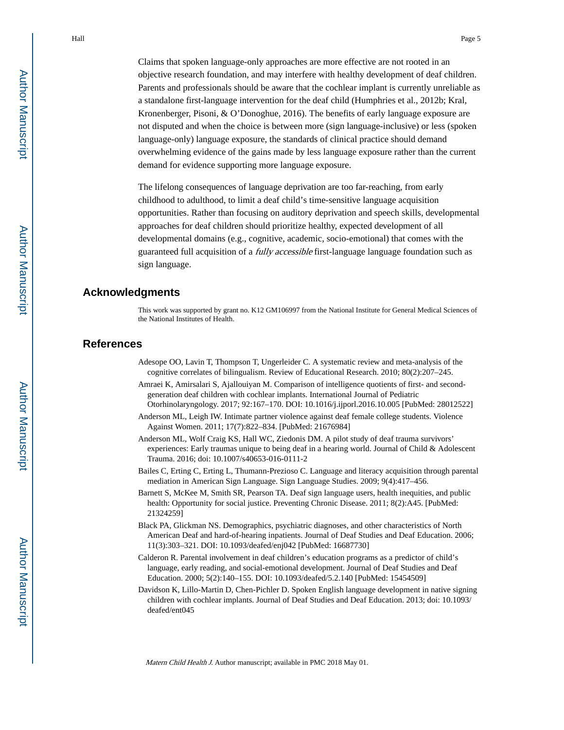Claims that spoken language-only approaches are more effective are not rooted in an objective research foundation, and may interfere with healthy development of deaf children. Parents and professionals should be aware that the cochlear implant is currently unreliable as a standalone first-language intervention for the deaf child (Humphries et al., 2012b; Kral, Kronenberger, Pisoni, & O'Donoghue, 2016). The benefits of early language exposure are not disputed and when the choice is between more (sign language-inclusive) or less (spoken language-only) language exposure, the standards of clinical practice should demand overwhelming evidence of the gains made by less language exposure rather than the current demand for evidence supporting more language exposure.

The lifelong consequences of language deprivation are too far-reaching, from early childhood to adulthood, to limit a deaf child's time-sensitive language acquisition opportunities. Rather than focusing on auditory deprivation and speech skills, developmental approaches for deaf children should prioritize healthy, expected development of all developmental domains (e.g., cognitive, academic, socio-emotional) that comes with the guaranteed full acquisition of a *fully accessible* first-language language foundation such as sign language.

## Acknowledgments

This work was supported by grant no. K12 GM106997 from the National Institute for General Medical Sciences of the National Institutes of Health.

## References

Adesope OO, Lavin T, Thompson T, Ungerleider C. A systematic review and meta-analysis of the cognitive correlates of bilingualism. Review of Educational Research. 2010; 80(2):207–245.

Amraei K, Amirsalari S, Ajallouiyan M. Comparison of intelligence quotients of first- and second-generation deaf children with cochlear implants. International Journal of Pediatric Otorhinolaryngology. 2017; 92:167–170. DOI: 10.1016/j.ijporl.2016.10.005 [PubMed: 28012522]

Anderson ML, Leigh IW. Intimate partner violence against deaf female college students. Violence Against Women. 2011; 17(7):822–834. [PubMed: 21676984]

Anderson ML, Wolf Craig KS, Hall WC, Ziedonis DM. A pilot study of deaf trauma survivors' experiences: Early traumas unique to being deaf in a hearing world. Journal of Child & Adolescent Trauma. 2016; doi: 10.1007/s40653-016-0111-2

Bailes C, Erting C, Erting L, Thumann-Prezioso C. Language and literacy acquisition through parental mediation in American Sign Language. Sign Language Studies. 2009; 9(4):417–456.

Barnett S, McKee M, Smith SR, Pearson TA. Deaf sign language users, health inequities, and public health: Opportunity for social justice. Preventing Chronic Disease. 2011; 8(2):A45. [PubMed: 21324259]

Black PA, Glickman NS. Demographics, psychiatric diagnoses, and other characteristics of North American Deaf and hard-of-hearing inpatients. Journal of Deaf Studies and Deaf Education. 2006; 11(3):303–321. DOI: 10.1093/deafed/enj042 [PubMed: 16687730]

Calderon R. Parental involvement in deaf children's education programs as a predictor of child's language, early reading, and social-emotional development. Journal of Deaf Studies and Deaf Education. 2000; 5(2):140–155. DOI: 10.1093/deafed/5.2.140 [PubMed: 15454509]

Davidson K, Lillo-Martin D, Chen-Pichler D. Spoken English language development in native signing children with cochlear implants. Journal of Deaf Studies and Deaf Education. 2013; doi: 10.1093/deafed/ent045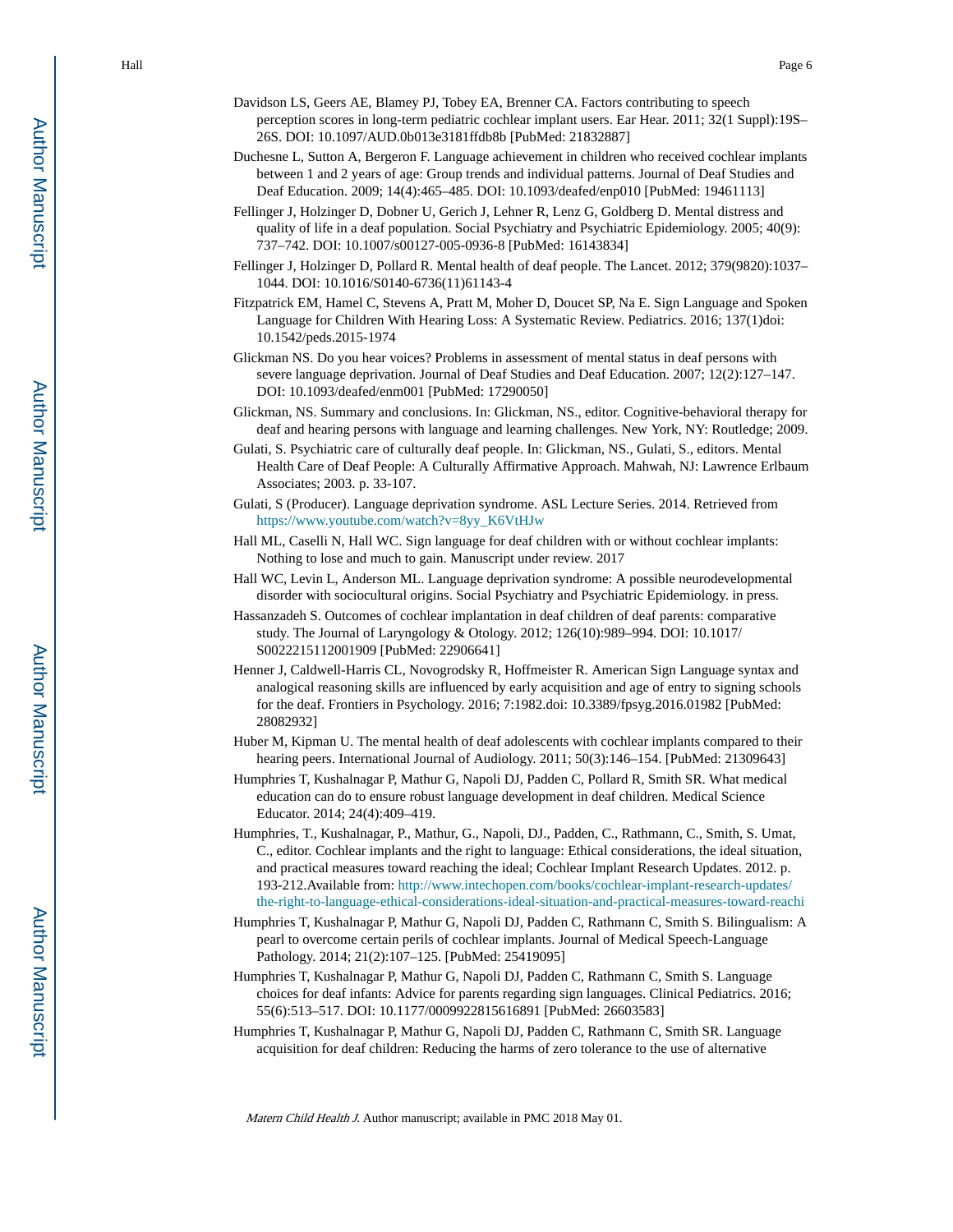Davidson LS, Geers AE, Blamey PJ, Tobey EA, Brenner CA. Factors contributing to speech perception scores in long-term pediatric cochlear implant users. Ear Hear. 2011; 32(1 Suppl):19S–26S. DOI: 10.1097/AUD.0b013e3181ffdb8b [PubMed: 21832887]

Duchesne L, Sutton A, Bergeron F. Language achievement in children who received cochlear implants between 1 and 2 years of age: Group trends and individual patterns. Journal of Deaf Studies and Deaf Education. 2009; 14(4):465–485. DOI: 10.1093/deafed/enp010 [PubMed: 19461113]

Fellinger J, Holzinger D, Dobner U, Gerich J, Lehner R, Lenz G, Goldberg D. Mental distress and quality of life in a deaf population. Social Psychiatry and Psychiatric Epidemiology. 2005; 40(9): 737–742. DOI: 10.1007/s00127-005-0936-8 [PubMed: 16143834]

Fellinger J, Holzinger D, Pollard R. Mental health of deaf people. The Lancet. 2012; 379(9820):1037–1044. DOI: 10.1016/S0140-6736(11)61143-4

Fitzpatrick EM, Hamel C, Stevens A, Pratt M, Moher D, Doucet SP, Na E. Sign Language and Spoken Language for Children With Hearing Loss: A Systematic Review. Pediatrics. 2016; 137(1)doi: 10.1542/peds.2015-1974

Glickman NS. Do you hear voices? Problems in assessment of mental status in deaf persons with severe language deprivation. Journal of Deaf Studies and Deaf Education. 2007; 12(2):127–147. DOI: 10.1093/deafed/enm001 [PubMed: 17290050]

Glickman, NS. Summary and conclusions. In: Glickman, NS., editor. Cognitive-behavioral therapy for deaf and hearing persons with language and learning challenges. New York, NY: Routledge; 2009.

Gulati, S. Psychiatric care of culturally deaf people. In: Glickman, NS., Gulati, S., editors. Mental Health Care of Deaf People: A Culturally Affirmative Approach. Mahwah, NJ: Lawrence Erlbaum Associates; 2003. p. 33-107.

Gulati, S (Producer). Language deprivation syndrome. ASL Lecture Series. 2014. Retrieved from https://www.youtube.com/watch?v=8yy_K6VtHJw

Hall ML, Caselli N, Hall WC. Sign language for deaf children with or without cochlear implants: Nothing to lose and much to gain. Manuscript under review. 2017

Hall WC, Levin LL, Anderson ML. Language deprivation syndrome: A possible neurodevelopmental disorder with sociocultural origins. Social Psychiatry and Psychiatric Epidemiology. in press.

Hassanzadeh S. Outcomes of cochlear implantation in deaf children of deaf parents: comparative study. The Journal of Laryngology & Otology. 2012; 126(10):989–994. DOI: 10.1017/S0022215112001909 [PubMed: 22906641]

Henner J, Caldwell-Harris CL, Novogrodsky R, Hoffmeister R. American Sign Language syntax and analogical reasoning skills are influenced by early acquisition and age of entry to signing schools for the deaf. Frontiers in Psychology. 2016; 7:1982.doi: 10.3389/fpsyg.2016.01982 [PubMed: 28082932]

Huber M, Kipman U. The mental health of deaf adolescents with cochlear implants compared to their hearing peers. International Journal of Audiology. 2011; 50(3):146–154. [PubMed: 21309643]

Humphries T, Kushalnagar P, Mathur G, Napoli DJ, Padden C, Pollard R, Smith SR. What medical education can do to ensure robust language development in deaf children. Medical Science Educator. 2014; 24(4):409–419.

Humphries, T., Kushalnagar, P., Mathur, G., Napoli, DJ., Padden, C., Rathmann, C., Smith, S. Umat, C., editor. Cochlear implants and the right to language: Ethical considerations, the ideal situation, and practical measures toward reaching the ideal; Cochlear Implant Research Updates. 2012. p. 193-212.Available from: http://www.intechopen.com/books/cochlear-implant-research-updates/the-right-to-language-ethical-considerations-ideal-situation-and-practical-measures-toward-reachi

Humphries T, Kushalnagar P, Mathur G, Napoli DJ, Padden C, Rathmann C, Smith S. Bilingualism: A pearl to overcome certain perils of cochlear implants. Journal of Medical Speech-Language Pathology. 2014; 21(2):107–125. [PubMed: 25419095]

Humphries T, Kushalnagar P, Mathur G, Napoli DJ, Padden C, Rathmann C, Smith S. Language choices for deaf infants: Advice for parents regarding sign languages. Clinical Pediatrics. 2016; 55(6):513–517. DOI: 10.1177/0009922815616891 [PubMed: 26603583]

Humphries T, Kushalnagar P, Mathur G, Napoli DJ, Padden C, Rathmann C, Smith SR. Language acquisition for deaf children: Reducing the harms of zero tolerance to the use of alternative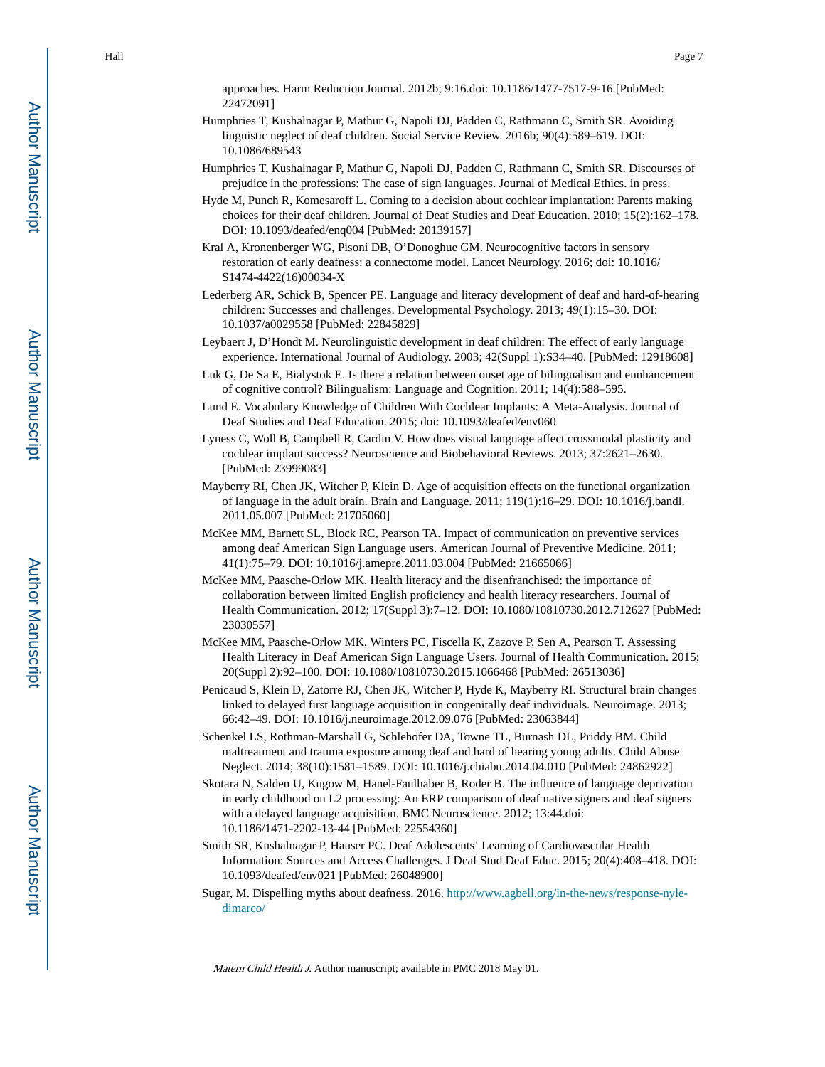approaches. Harm Reduction Journal. 2012b; 9:16.doi: 10.1186/1477-7517-9-16 [PubMed: 22472091]

Humphries T, Kushalnagar P, Mathur G, Napoli DJ, Padden C, Rathmann C, Smith SR. Avoiding linguistic neglect of deaf children. Social Service Review. 2016b; 90(4):589–619. DOI: 10.1086/689543

Humphries T, Kushalnagar P, Mathur G, Napoli DJ, Padden C, Rathmann C, Smith SR. Discourses of prejudice in the professions: The case of sign languages. Journal of Medical Ethics. in press.

Hyde M, Punch R, Komesaroff L. Coming to a decision about cochlear implantation: Parents making choices for their deaf children. Journal of Deaf Studies and Deaf Education. 2010; 15(2):162–178. DOI: 10.1093/deafed/enq004 [PubMed: 20139157]

Kral A, Kronenberger WG, Pisoni DB, O'Donoghue GM. Neurocognitive factors in sensory restoration of early deafness: a connectome model. Lancet Neurology. 2016; doi: 10.1016/S1474-4422(16)00034-X

Lederberg AR, Schick B, Spencer PE. Language and literacy development of deaf and hard-of-hearing children: Successes and challenges. Developmental Psychology. 2013; 49(1):15–30. DOI: 10.1037/a0029558 [PubMed: 22845829]

Leybaert J, D'Hondt M. Neurolinguistic development in deaf children: The effect of early language experience. International Journal of Audiology. 2003; 42(Suppl 1):S34–40. [PubMed: 12918608]

Luk G, De Sa E, Bialystok E. Is there a relation between onset age of bilingualism and ennhancement of cognitive control? Bilingualism: Language and Cognition. 2011; 14(4):588–595.

Lund E. Vocabulary Knowledge of Children With Cochlear Implants: A Meta-Analysis. Journal of Deaf Studies and Deaf Education. 2015; doi: 10.1093/deafed/env060

Lyness C, Woll B, Campbell R, Cardin V. How does visual language affect crossmodal plasticity and cochlear implant success? Neuroscience and Biobehavioral Reviews. 2013; 37:2621–2630. [PubMed: 23999083]

Mayberry RI, Chen JK, Witcher P, Klein D. Age of acquisition effects on the functional organization of language in the adult brain. Brain and Language. 2011; 119(1):16–29. DOI: 10.1016/j.bandl.2011.05.007 [PubMed: 21705060]

McKee MM, Barnett SL, Block RC, Pearson TA. Impact of communication on preventive services among deaf American Sign Language users. American Journal of Preventive Medicine. 2011; 41(1):75–79. DOI: 10.1016/j.amepre.2011.03.004 [PubMed: 21665066]

McKee MM, Paasche-Orlow MK. Health literacy and the disenfranchised: the importance of collaboration between limited English proficiency and health literacy researchers. Journal of Health Communication. 2012; 17(Suppl 3):7–12. DOI: 10.1080/10810730.2012.712627 [PubMed: 23030557]

McKee MM, Paasche-Orlow MK, Winters PC, Fiscella K, Zazove P, Sen A, Pearson T. Assessing Health Literacy in Deaf American Sign Language Users. Journal of Health Communication. 2015; 20(Suppl 2):92–100. DOI: 10.1080/10810730.2015.1066468 [PubMed: 26513036]

Penicaud S, Klein D, Zatorre RJ, Chen JK, Witcher P, Hyde K, Mayberry RI. Structural brain changes linked to delayed first language acquisition in congenitally deaf individuals. Neuroimage. 2013; 66:42–49. DOI: 10.1016/j.neuroimage.2012.09.076 [PubMed: 23063844]

Schenkel LS, Rothman-Marshall G, Schlehofer DA, Towne TL, Burnash DL, Priddy BM. Child maltreatment and trauma exposure among deaf and hard of hearing young adults. Child Abuse Neglect. 2014; 38(10):1581–1589. DOI: 10.1016/j.chiabu.2014.04.010 [PubMed: 24862922]

Skotara N, Salden U, Kugow M, Hanel-Faulhaber B, Roder B. The influence of language deprivation in early childhood on L2 processing: An ERP comparison of deaf native signers and deaf signers with a delayed language acquisition. BMC Neuroscience. 2012; 13:44.doi: 10.1186/1471-2202-13-44 [PubMed: 22554360]

Smith SR, Kushalnagar P, Hauser PC. Deaf Adolescents' Learning of Cardiovascular Health Information: Sources and Access Challenges. J Deaf Stud Deaf Educ. 2015; 20(4):408–418. DOI: 10.1093/deafed/env021 [PubMed: 26048900]

Sugar, M. Dispelling myths about deafness. 2016. http://www.agbell.org/in-the-news/response-nyle-dimarco/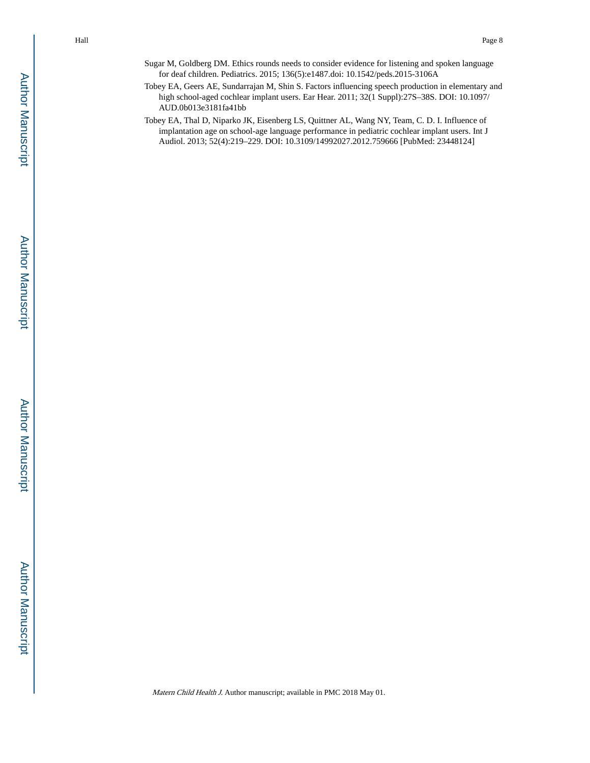Sugar M, Goldberg DM. Ethics rounds needs to consider evidence for listening and spoken language for deaf children. Pediatrics. 2015; 136(5):e1487.doi: 10.1542/peds.2015-3106A

Tobey EA, Geers AE, Sundarrajan M, Shin S. Factors influencing speech production in elementary and high school-aged cochlear implant users. Ear Hear. 2011; 32(1 Suppl):27S–38S. DOI: 10.1097/AUD.0b013e3181fa41bb

Tobey EA, Thal D, Niparko JK, Eisenberg LS, Quittner AL, Wang NY, Team, C. D. I. Influence of implantation age on school-age language performance in pediatric cochlear implant users. Int J Audiol. 2013; 52(4):219–229. DOI: 10.3109/14992027.2012.759666 [PubMed: 23448124]